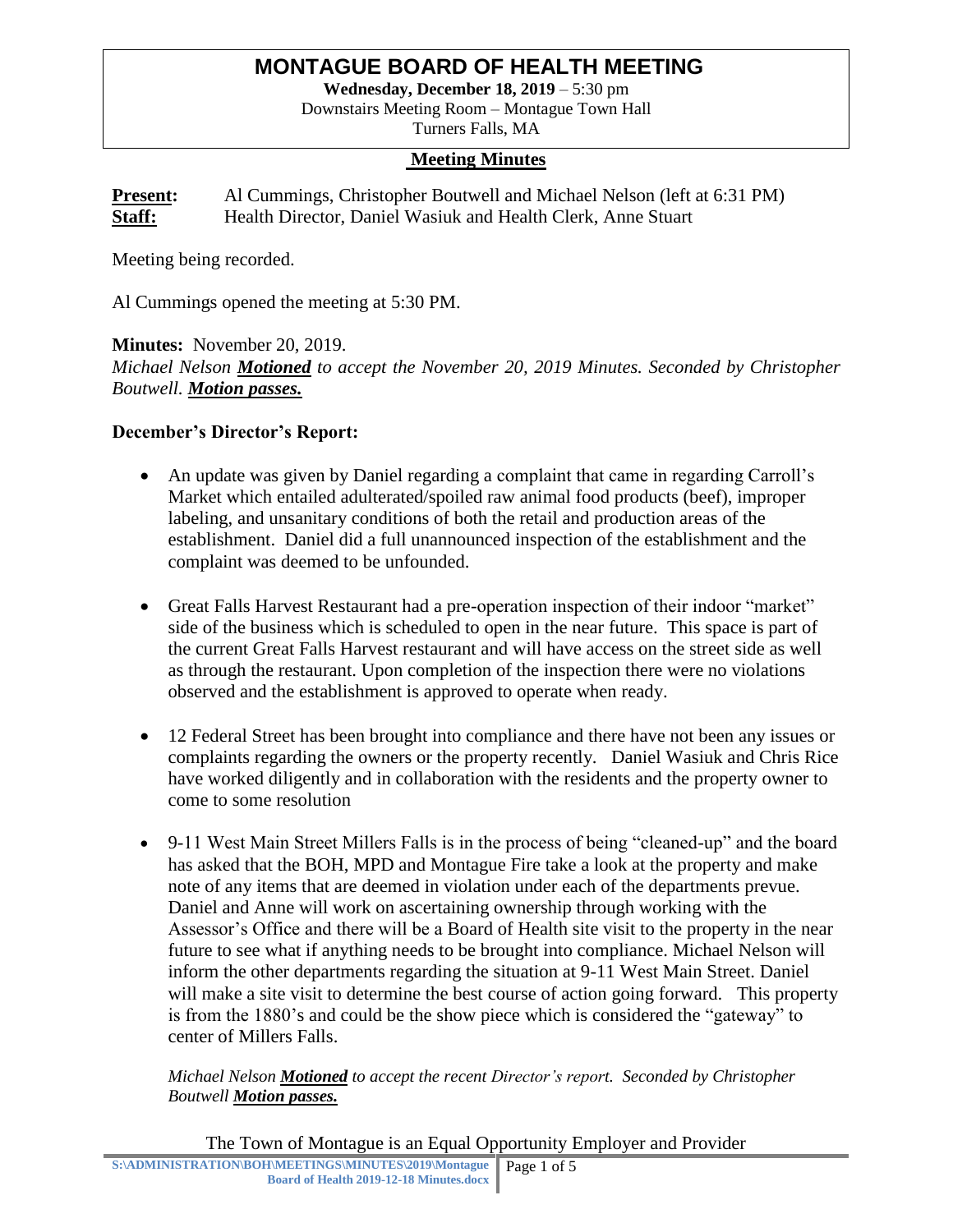# MONTAGUE BOARD OF HEALTH MEETING

**Wednesday, December 18, 2019** – 5:30 pm
Downstairs Meeting Room – Montague Town Hall
Turners Falls, MA

## Meeting Minutes

**Present:** Al Cummings, Christopher Boutwell and Michael Nelson (left at 6:31 PM)
**Staff:** Health Director, Daniel Wasiuk and Health Clerk, Anne Stuart

Meeting being recorded.

Al Cummings opened the meeting at 5:30 PM.

**Minutes:** November 20, 2019.
*Michael Nelson **Motioned** to accept the November 20, 2019 Minutes. Seconded by Christopher Boutwell. **Motion passes.***

**December's Director's Report:**

- An update was given by Daniel regarding a complaint that came in regarding Carroll's Market which entailed adulterated/spoiled raw animal food products (beef), improper labeling, and unsanitary conditions of both the retail and production areas of the establishment. Daniel did a full unannounced inspection of the establishment and the complaint was deemed to be unfounded.
- Great Falls Harvest Restaurant had a pre-operation inspection of their indoor "market" side of the business which is scheduled to open in the near future. This space is part of the current Great Falls Harvest restaurant and will have access on the street side as well as through the restaurant. Upon completion of the inspection there were no violations observed and the establishment is approved to operate when ready.
- 12 Federal Street has been brought into compliance and there have not been any issues or complaints regarding the owners or the property recently. Daniel Wasiuk and Chris Rice have worked diligently and in collaboration with the residents and the property owner to come to some resolution
- 9-11 West Main Street Millers Falls is in the process of being "cleaned-up" and the board has asked that the BOH, MPD and Montague Fire take a look at the property and make note of any items that are deemed in violation under each of the departments prevue. Daniel and Anne will work on ascertaining ownership through working with the Assessor's Office and there will be a Board of Health site visit to the property in the near future to see what if anything needs to be brought into compliance. Michael Nelson will inform the other departments regarding the situation at 9-11 West Main Street. Daniel will make a site visit to determine the best course of action going forward. This property is from the 1880's and could be the show piece which is considered the "gateway" to center of Millers Falls.

*Michael Nelson **Motioned** to accept the recent Director's report. Seconded by Christopher Boutwell **Motion passes.***

The Town of Montague is an Equal Opportunity Employer and Provider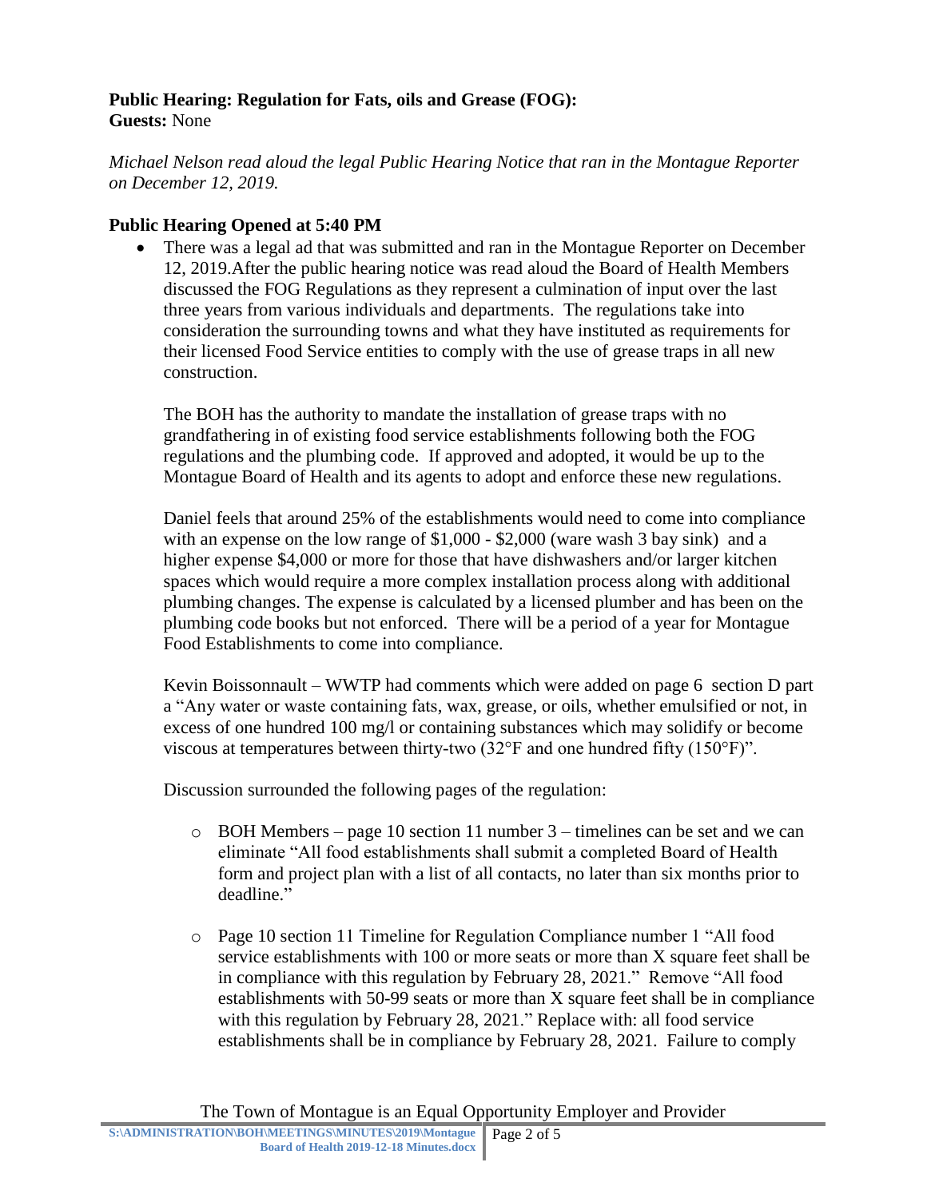**Public Hearing: Regulation for Fats, oils and Grease (FOG):**
**Guests:** None

*Michael Nelson read aloud the legal Public Hearing Notice that ran in the Montague Reporter on December 12, 2019.*

**Public Hearing Opened at 5:40 PM**

- There was a legal ad that was submitted and ran in the Montague Reporter on December 12, 2019.After the public hearing notice was read aloud the Board of Health Members discussed the FOG Regulations as they represent a culmination of input over the last three years from various individuals and departments. The regulations take into consideration the surrounding towns and what they have instituted as requirements for their licensed Food Service entities to comply with the use of grease traps in all new construction.

  The BOH has the authority to mandate the installation of grease traps with no grandfathering in of existing food service establishments following both the FOG regulations and the plumbing code. If approved and adopted, it would be up to the Montague Board of Health and its agents to adopt and enforce these new regulations.

  Daniel feels that around 25% of the establishments would need to come into compliance with an expense on the low range of $1,000 - $2,000 (ware wash 3 bay sink) and a higher expense $4,000 or more for those that have dishwashers and/or larger kitchen spaces which would require a more complex installation process along with additional plumbing changes. The expense is calculated by a licensed plumber and has been on the plumbing code books but not enforced. There will be a period of a year for Montague Food Establishments to come into compliance.

  Kevin Boissonnault – WWTP had comments which were added on page 6 section D part a "Any water or waste containing fats, wax, grease, or oils, whether emulsified or not, in excess of one hundred 100 mg/l or containing substances which may solidify or become viscous at temperatures between thirty-two (32°F and one hundred fifty (150°F)".

  Discussion surrounded the following pages of the regulation:

  - BOH Members – page 10 section 11 number 3 – timelines can be set and we can eliminate "All food establishments shall submit a completed Board of Health form and project plan with a list of all contacts, no later than six months prior to deadline."

  - Page 10 section 11 Timeline for Regulation Compliance number 1 "All food service establishments with 100 or more seats or more than X square feet shall be in compliance with this regulation by February 28, 2021." Remove "All food establishments with 50-99 seats or more than X square feet shall be in compliance with this regulation by February 28, 2021." Replace with: all food service establishments shall be in compliance by February 28, 2021. Failure to comply

The Town of Montague is an Equal Opportunity Employer and Provider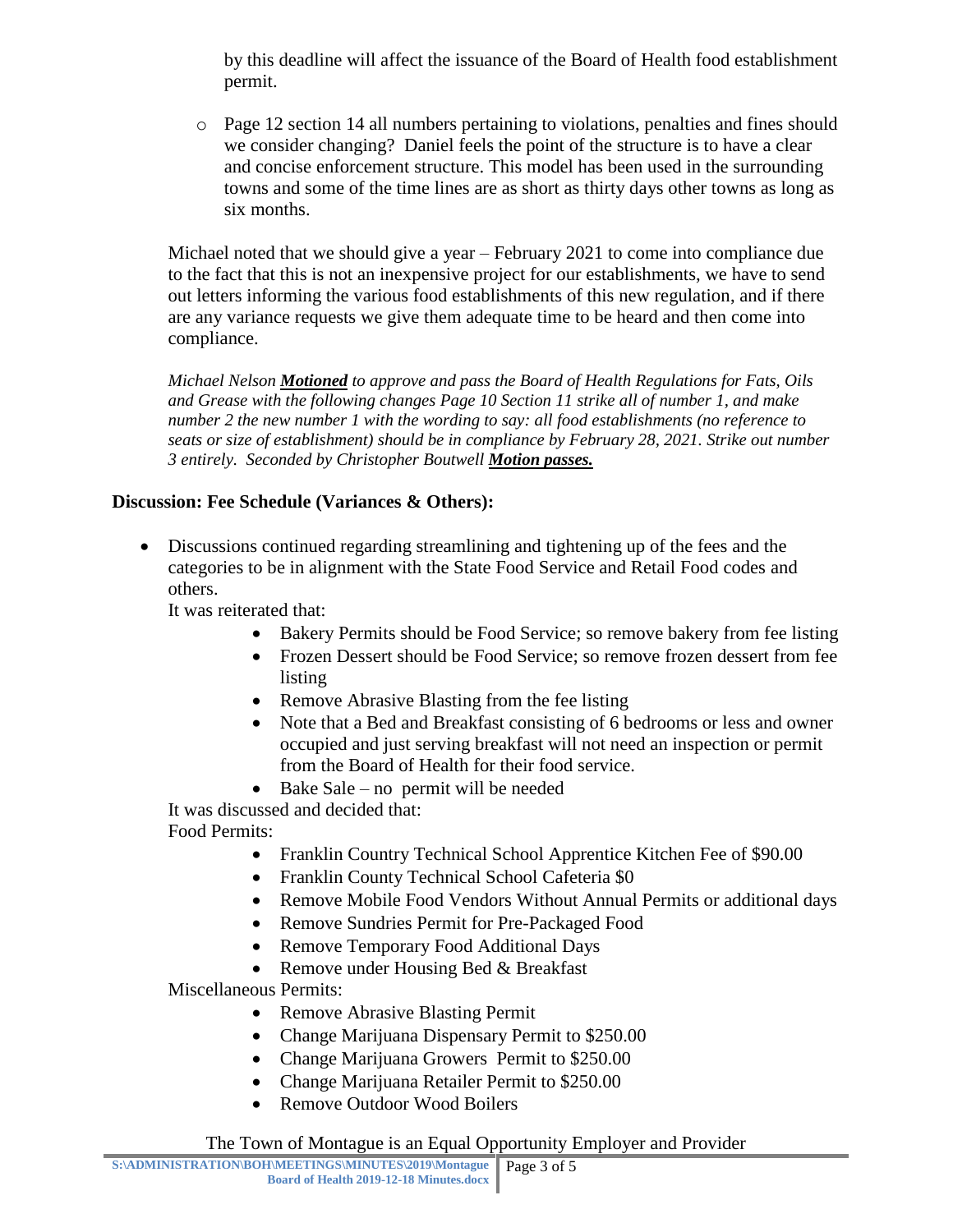by this deadline will affect the issuance of the Board of Health food establishment permit.

- Page 12 section 14 all numbers pertaining to violations, penalties and fines should we consider changing? Daniel feels the point of the structure is to have a clear and concise enforcement structure. This model has been used in the surrounding towns and some of the time lines are as short as thirty days other towns as long as six months.

Michael noted that we should give a year – February 2021 to come into compliance due to the fact that this is not an inexpensive project for our establishments, we have to send out letters informing the various food establishments of this new regulation, and if there are any variance requests we give them adequate time to be heard and then come into compliance.

*Michael Nelson **Motioned** to approve and pass the Board of Health Regulations for Fats, Oils and Grease with the following changes Page 10 Section 11 strike all of number 1, and make number 2 the new number 1 with the wording to say: all food establishments (no reference to seats or size of establishment) should be in compliance by February 28, 2021. Strike out number 3 entirely. Seconded by Christopher Boutwell **Motion passes.***

**Discussion: Fee Schedule (Variances & Others):**

- Discussions continued regarding streamlining and tightening up of the fees and the categories to be in alignment with the State Food Service and Retail Food codes and others.

  It was reiterated that:
  - Bakery Permits should be Food Service; so remove bakery from fee listing
  - Frozen Dessert should be Food Service; so remove frozen dessert from fee listing
  - Remove Abrasive Blasting from the fee listing
  - Note that a Bed and Breakfast consisting of 6 bedrooms or less and owner occupied and just serving breakfast will not need an inspection or permit from the Board of Health for their food service.
  - Bake Sale – no permit will be needed

  It was discussed and decided that:

  Food Permits:
  - Franklin Country Technical School Apprentice Kitchen Fee of $90.00
  - Franklin County Technical School Cafeteria $0
  - Remove Mobile Food Vendors Without Annual Permits or additional days
  - Remove Sundries Permit for Pre-Packaged Food
  - Remove Temporary Food Additional Days
  - Remove under Housing Bed & Breakfast

  Miscellaneous Permits:
  - Remove Abrasive Blasting Permit
  - Change Marijuana Dispensary Permit to $250.00
  - Change Marijuana Growers Permit to $250.00
  - Change Marijuana Retailer Permit to $250.00
  - Remove Outdoor Wood Boilers

The Town of Montague is an Equal Opportunity Employer and Provider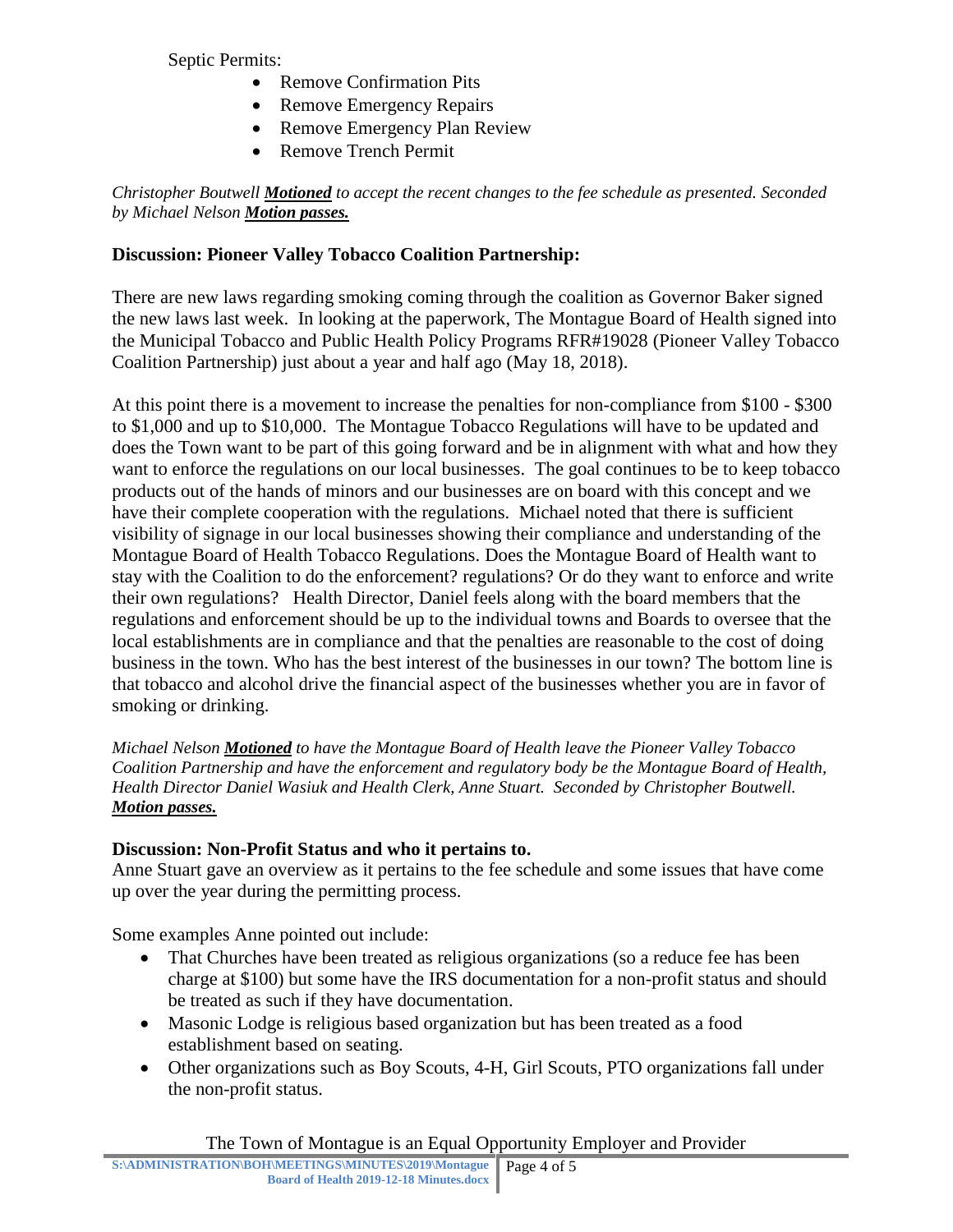Septic Permits:

- Remove Confirmation Pits
- Remove Emergency Repairs
- Remove Emergency Plan Review
- Remove Trench Permit

*Christopher Boutwell **Motioned** to accept the recent changes to the fee schedule as presented. Seconded by Michael Nelson **Motion passes.***

**Discussion: Pioneer Valley Tobacco Coalition Partnership:**

There are new laws regarding smoking coming through the coalition as Governor Baker signed the new laws last week. In looking at the paperwork, The Montague Board of Health signed into the Municipal Tobacco and Public Health Policy Programs RFR#19028 (Pioneer Valley Tobacco Coalition Partnership) just about a year and half ago (May 18, 2018).

At this point there is a movement to increase the penalties for non-compliance from $100 - $300 to $1,000 and up to $10,000. The Montague Tobacco Regulations will have to be updated and does the Town want to be part of this going forward and be in alignment with what and how they want to enforce the regulations on our local businesses. The goal continues to be to keep tobacco products out of the hands of minors and our businesses are on board with this concept and we have their complete cooperation with the regulations. Michael noted that there is sufficient visibility of signage in our local businesses showing their compliance and understanding of the Montague Board of Health Tobacco Regulations. Does the Montague Board of Health want to stay with the Coalition to do the enforcement? regulations? Or do they want to enforce and write their own regulations? Health Director, Daniel feels along with the board members that the regulations and enforcement should be up to the individual towns and Boards to oversee that the local establishments are in compliance and that the penalties are reasonable to the cost of doing business in the town. Who has the best interest of the businesses in our town? The bottom line is that tobacco and alcohol drive the financial aspect of the businesses whether you are in favor of smoking or drinking.

*Michael Nelson **Motioned** to have the Montague Board of Health leave the Pioneer Valley Tobacco Coalition Partnership and have the enforcement and regulatory body be the Montague Board of Health, Health Director Daniel Wasiuk and Health Clerk, Anne Stuart. Seconded by Christopher Boutwell. **Motion passes.***

**Discussion: Non-Profit Status and who it pertains to.**

Anne Stuart gave an overview as it pertains to the fee schedule and some issues that have come up over the year during the permitting process.

Some examples Anne pointed out include:

- That Churches have been treated as religious organizations (so a reduce fee has been charge at $100) but some have the IRS documentation for a non-profit status and should be treated as such if they have documentation.
- Masonic Lodge is religious based organization but has been treated as a food establishment based on seating.
- Other organizations such as Boy Scouts, 4-H, Girl Scouts, PTO organizations fall under the non-profit status.

The Town of Montague is an Equal Opportunity Employer and Provider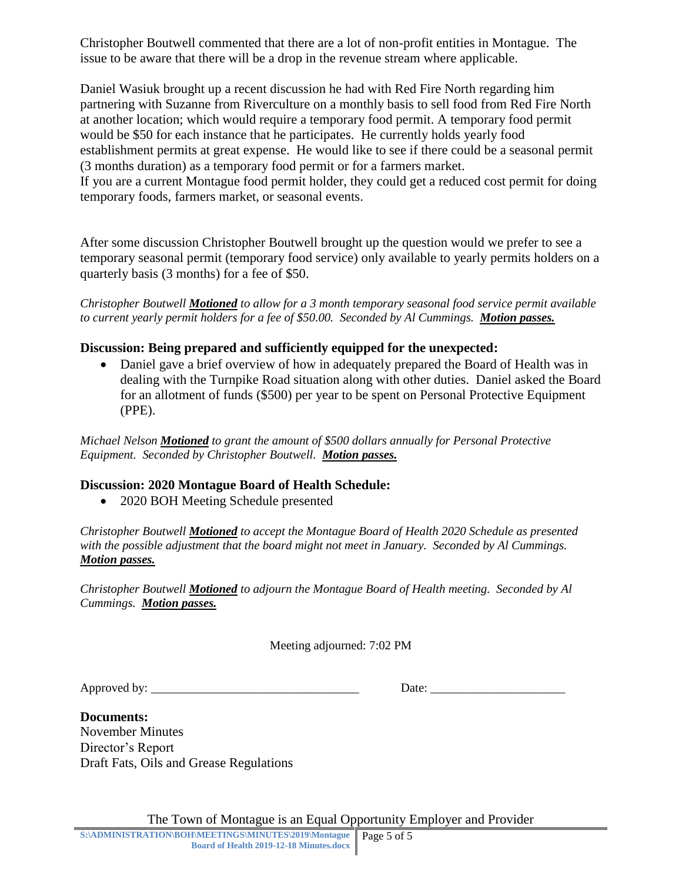Christopher Boutwell commented that there are a lot of non-profit entities in Montague. The issue to be aware that there will be a drop in the revenue stream where applicable.

Daniel Wasiuk brought up a recent discussion he had with Red Fire North regarding him partnering with Suzanne from Riverculture on a monthly basis to sell food from Red Fire North at another location; which would require a temporary food permit. A temporary food permit would be $50 for each instance that he participates. He currently holds yearly food establishment permits at great expense. He would like to see if there could be a seasonal permit (3 months duration) as a temporary food permit or for a farmers market.
If you are a current Montague food permit holder, they could get a reduced cost permit for doing temporary foods, farmers market, or seasonal events.

After some discussion Christopher Boutwell brought up the question would we prefer to see a temporary seasonal permit (temporary food service) only available to yearly permits holders on a quarterly basis (3 months) for a fee of $50.

*Christopher Boutwell **Motioned** to allow for a 3 month temporary seasonal food service permit available to current yearly permit holders for a fee of $50.00. Seconded by Al Cummings. **Motion passes.***

### Discussion: Being prepared and sufficiently equipped for the unexpected:

- Daniel gave a brief overview of how in adequately prepared the Board of Health was in dealing with the Turnpike Road situation along with other duties. Daniel asked the Board for an allotment of funds ($500) per year to be spent on Personal Protective Equipment (PPE).

*Michael Nelson **Motioned** to grant the amount of $500 dollars annually for Personal Protective Equipment. Seconded by Christopher Boutwell. **Motion passes.***

### Discussion: 2020 Montague Board of Health Schedule:

- 2020 BOH Meeting Schedule presented

*Christopher Boutwell **Motioned** to accept the Montague Board of Health 2020 Schedule as presented with the possible adjustment that the board might not meet in January. Seconded by Al Cummings. **Motion passes.***

*Christopher Boutwell **Motioned** to adjourn the Montague Board of Health meeting. Seconded by Al Cummings. **Motion passes.***

Meeting adjourned: 7:02 PM

Approved by: ___________________________________ Date: ______________________

**Documents:**
November Minutes
Director's Report
Draft Fats, Oils and Grease Regulations

The Town of Montague is an Equal Opportunity Employer and Provider